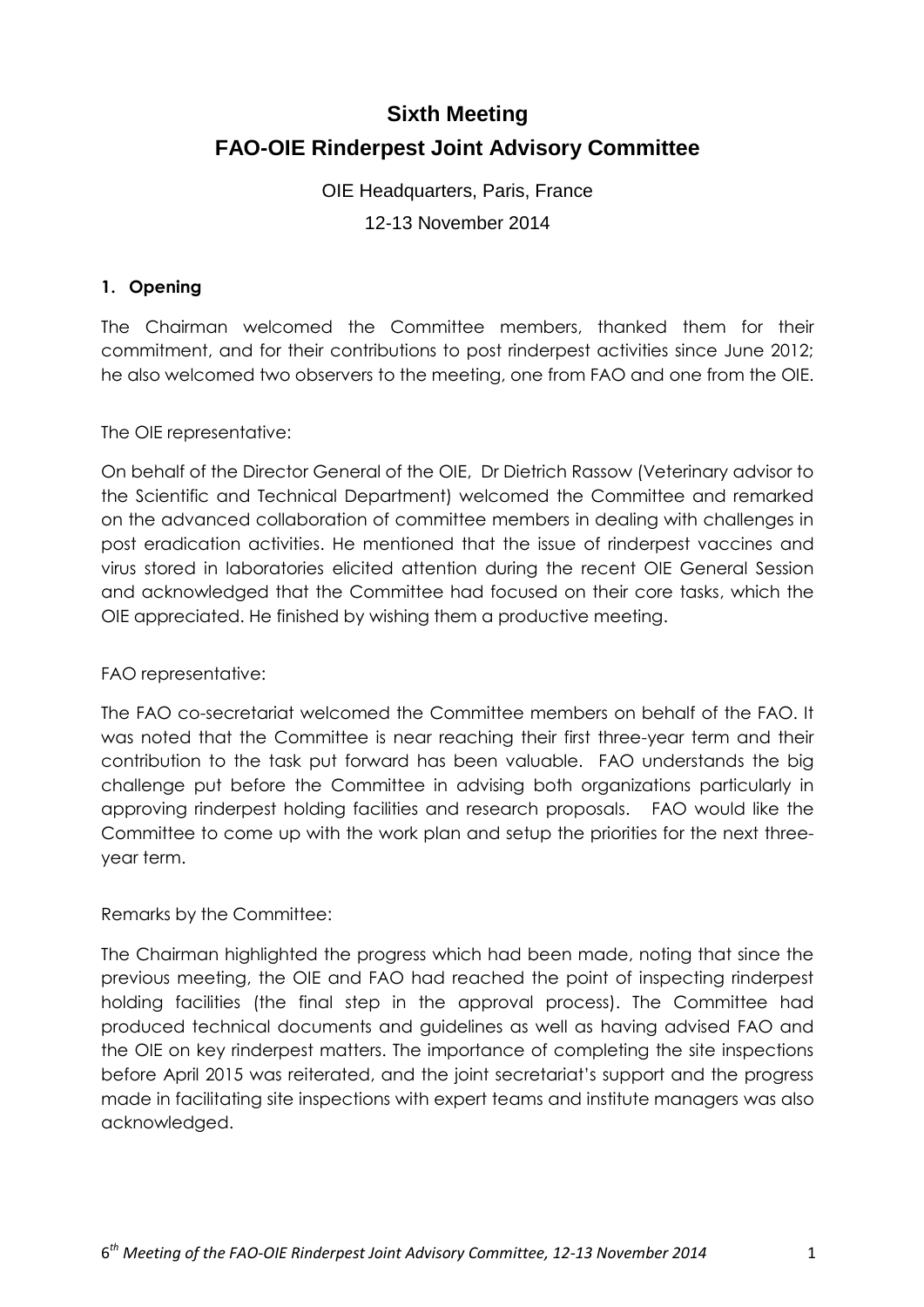# Sixth Meeting

# FAO-OIE Rinderpest Joint Advisory Committee

OIE Headquarters, Paris, France

12-13 November 2014

## 1. Opening

The Chairman welcomed the Committee members, thanked them for their commitment, and for their contributions to post rinderpest activities since June 2012; he also welcomed two observers to the meeting, one from FAO and one from the OIE.

The OIE representative:

On behalf of the Director General of the OIE, Dr Dietrich Rassow (Veterinary advisor to the Scientific and Technical Department) welcomed the Committee and remarked on the advanced collaboration of committee members in dealing with challenges in post eradication activities. He mentioned that the issue of rinderpest vaccines and virus stored in laboratories elicited attention during the recent OIE General Session and acknowledged that the Committee had focused on their core tasks, which the OIE appreciated. He finished by wishing them a productive meeting.

FAO representative:

The FAO co-secretariat welcomed the Committee members on behalf of the FAO. It was noted that the Committee is near reaching their first three-year term and their contribution to the task put forward has been valuable. FAO understands the big challenge put before the Committee in advising both organizations particularly in approving rinderpest holding facilities and research proposals. FAO would like the Committee to come up with the work plan and setup the priorities for the next three-year term.

Remarks by the Committee:

The Chairman highlighted the progress which had been made, noting that since the previous meeting, the OIE and FAO had reached the point of inspecting rinderpest holding facilities (the final step in the approval process). The Committee had produced technical documents and guidelines as well as having advised FAO and the OIE on key rinderpest matters. The importance of completing the site inspections before April 2015 was reiterated, and the joint secretariat's support and the progress made in facilitating site inspections with expert teams and institute managers was also acknowledged.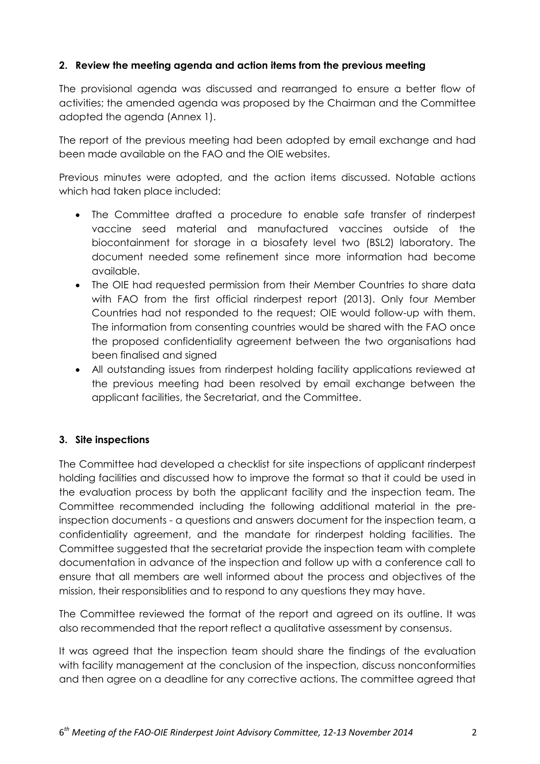### 2. Review the meeting agenda and action items from the previous meeting

The provisional agenda was discussed and rearranged to ensure a better flow of activities; the amended agenda was proposed by the Chairman and the Committee adopted the agenda (Annex 1).

The report of the previous meeting had been adopted by email exchange and had been made available on the FAO and the OIE websites.

Previous minutes were adopted, and the action items discussed. Notable actions which had taken place included:

- The Committee drafted a procedure to enable safe transfer of rinderpest vaccine seed material and manufactured vaccines outside of the biocontainment for storage in a biosafety level two (BSL2) laboratory. The document needed some refinement since more information had become available.
- The OIE had requested permission from their Member Countries to share data with FAO from the first official rinderpest report (2013). Only four Member Countries had not responded to the request; OIE would follow-up with them. The information from consenting countries would be shared with the FAO once the proposed confidentiality agreement between the two organisations had been finalised and signed
- All outstanding issues from rinderpest holding facility applications reviewed at the previous meeting had been resolved by email exchange between the applicant facilities, the Secretariat, and the Committee.

### 3. Site inspections

The Committee had developed a checklist for site inspections of applicant rinderpest holding facilities and discussed how to improve the format so that it could be used in the evaluation process by both the applicant facility and the inspection team. The Committee recommended including the following additional material in the pre-inspection documents - a questions and answers document for the inspection team, a confidentiality agreement, and the mandate for rinderpest holding facilities. The Committee suggested that the secretariat provide the inspection team with complete documentation in advance of the inspection and follow up with a conference call to ensure that all members are well informed about the process and objectives of the mission, their responsiblities and to respond to any questions they may have.

The Committee reviewed the format of the report and agreed on its outline. It was also recommended that the report reflect a qualitative assessment by consensus.

It was agreed that the inspection team should share the findings of the evaluation with facility management at the conclusion of the inspection, discuss nonconformities and then agree on a deadline for any corrective actions. The committee agreed that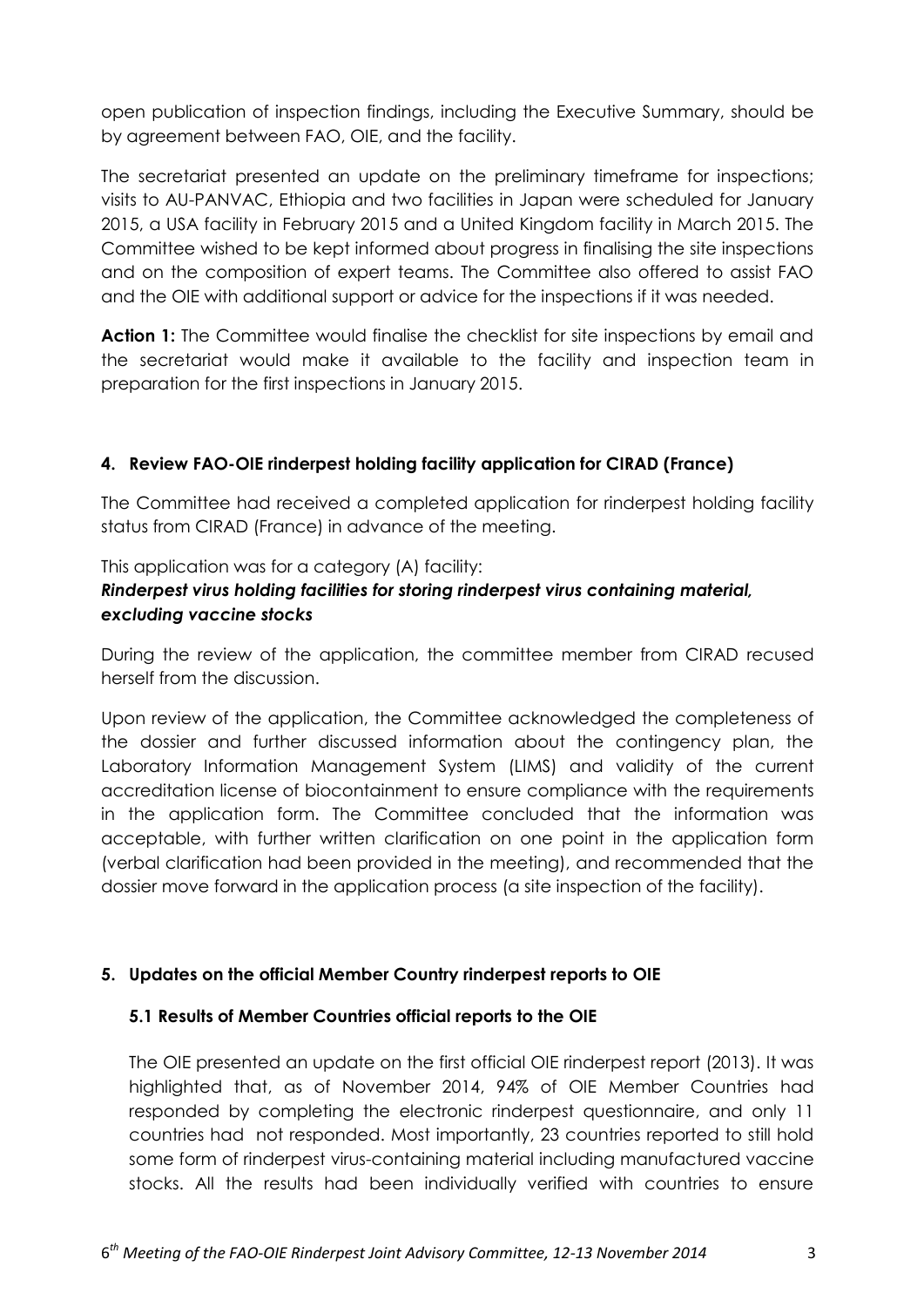open publication of inspection findings, including the Executive Summary, should be by agreement between FAO, OIE, and the facility.

The secretariat presented an update on the preliminary timeframe for inspections; visits to AU-PANVAC, Ethiopia and two facilities in Japan were scheduled for January 2015, a USA facility in February 2015 and a United Kingdom facility in March 2015. The Committee wished to be kept informed about progress in finalising the site inspections and on the composition of expert teams. The Committee also offered to assist FAO and the OIE with additional support or advice for the inspections if it was needed.

**Action 1:** The Committee would finalise the checklist for site inspections by email and the secretariat would make it available to the facility and inspection team in preparation for the first inspections in January 2015.

## 4. Review FAO-OIE rinderpest holding facility application for CIRAD (France)

The Committee had received a completed application for rinderpest holding facility status from CIRAD (France) in advance of the meeting.

This application was for a category (A) facility:
***Rinderpest virus holding facilities for storing rinderpest virus containing material, excluding vaccine stocks***

During the review of the application, the committee member from CIRAD recused herself from the discussion.

Upon review of the application, the Committee acknowledged the completeness of the dossier and further discussed information about the contingency plan, the Laboratory Information Management System (LIMS) and validity of the current accreditation license of biocontainment to ensure compliance with the requirements in the application form. The Committee concluded that the information was acceptable, with further written clarification on one point in the application form (verbal clarification had been provided in the meeting), and recommended that the dossier move forward in the application process (a site inspection of the facility).

## 5. Updates on the official Member Country rinderpest reports to OIE

### 5.1 Results of Member Countries official reports to the OIE

The OIE presented an update on the first official OIE rinderpest report (2013). It was highlighted that, as of November 2014, 94% of OIE Member Countries had responded by completing the electronic rinderpest questionnaire, and only 11 countries had not responded. Most importantly, 23 countries reported to still hold some form of rinderpest virus-containing material including manufactured vaccine stocks. All the results had been individually verified with countries to ensure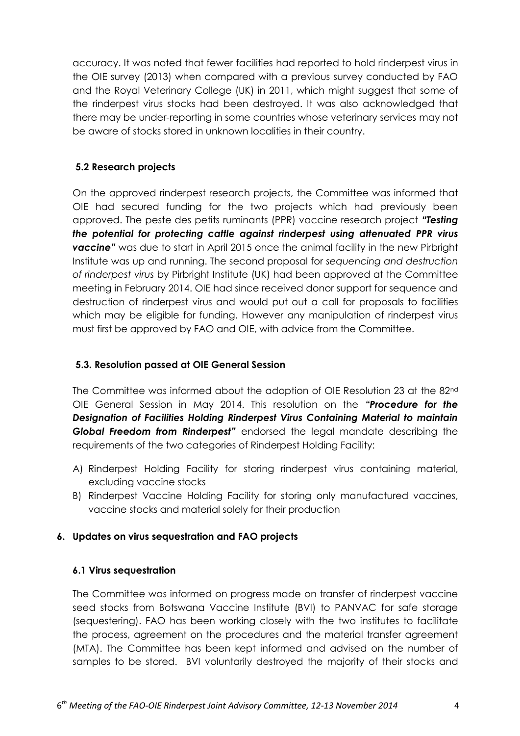accuracy. It was noted that fewer facilities had reported to hold rinderpest virus in the OIE survey (2013) when compared with a previous survey conducted by FAO and the Royal Veterinary College (UK) in 2011, which might suggest that some of the rinderpest virus stocks had been destroyed. It was also acknowledged that there may be under-reporting in some countries whose veterinary services may not be aware of stocks stored in unknown localities in their country.

### 5.2 Research projects

On the approved rinderpest research projects, the Committee was informed that OIE had secured funding for the two projects which had previously been approved. The peste des petits ruminants (PPR) vaccine research project ***"Testing the potential for protecting cattle against rinderpest using attenuated PPR virus vaccine"*** was due to start in April 2015 once the animal facility in the new Pirbright Institute was up and running. The second proposal for *sequencing and destruction of rinderpest virus* by Pirbright Institute (UK) had been approved at the Committee meeting in February 2014. OIE had since received donor support for sequence and destruction of rinderpest virus and would put out a call for proposals to facilities which may be eligible for funding. However any manipulation of rinderpest virus must first be approved by FAO and OIE, with advice from the Committee.

### 5.3. Resolution passed at OIE General Session

The Committee was informed about the adoption of OIE Resolution 23 at the 82nd OIE General Session in May 2014. This resolution on the ***"Procedure for the Designation of Facilities Holding Rinderpest Virus Containing Material to maintain Global Freedom from Rinderpest"*** endorsed the legal mandate describing the requirements of the two categories of Rinderpest Holding Facility:

A) Rinderpest Holding Facility for storing rinderpest virus containing material, excluding vaccine stocks
B) Rinderpest Vaccine Holding Facility for storing only manufactured vaccines, vaccine stocks and material solely for their production

## 6. Updates on virus sequestration and FAO projects

### 6.1 Virus sequestration

The Committee was informed on progress made on transfer of rinderpest vaccine seed stocks from Botswana Vaccine Institute (BVI) to PANVAC for safe storage (sequestering). FAO has been working closely with the two institutes to facilitate the process, agreement on the procedures and the material transfer agreement (MTA). The Committee has been kept informed and advised on the number of samples to be stored. BVI voluntarily destroyed the majority of their stocks and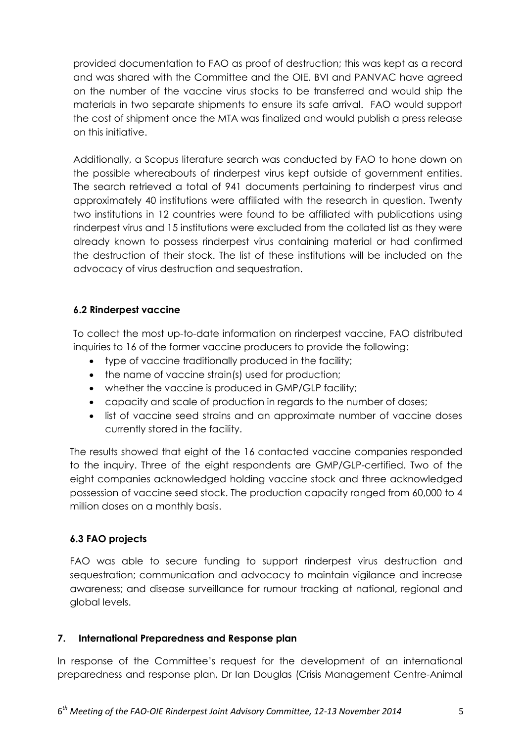provided documentation to FAO as proof of destruction; this was kept as a record and was shared with the Committee and the OIE. BVI and PANVAC have agreed on the number of the vaccine virus stocks to be transferred and would ship the materials in two separate shipments to ensure its safe arrival. FAO would support the cost of shipment once the MTA was finalized and would publish a press release on this initiative.

Additionally, a Scopus literature search was conducted by FAO to hone down on the possible whereabouts of rinderpest virus kept outside of government entities. The search retrieved a total of 941 documents pertaining to rinderpest virus and approximately 40 institutions were affiliated with the research in question. Twenty two institutions in 12 countries were found to be affiliated with publications using rinderpest virus and 15 institutions were excluded from the collated list as they were already known to possess rinderpest virus containing material or had confirmed the destruction of their stock. The list of these institutions will be included on the advocacy of virus destruction and sequestration.

### 6.2 Rinderpest vaccine

To collect the most up-to-date information on rinderpest vaccine, FAO distributed inquiries to 16 of the former vaccine producers to provide the following:

- type of vaccine traditionally produced in the facility;
- the name of vaccine strain(s) used for production;
- whether the vaccine is produced in GMP/GLP facility;
- capacity and scale of production in regards to the number of doses;
- list of vaccine seed strains and an approximate number of vaccine doses currently stored in the facility.

The results showed that eight of the 16 contacted vaccine companies responded to the inquiry. Three of the eight respondents are GMP/GLP-certified. Two of the eight companies acknowledged holding vaccine stock and three acknowledged possession of vaccine seed stock. The production capacity ranged from 60,000 to 4 million doses on a monthly basis.

### 6.3 FAO projects

FAO was able to secure funding to support rinderpest virus destruction and sequestration; communication and advocacy to maintain vigilance and increase awareness; and disease surveillance for rumour tracking at national, regional and global levels.

## 7. International Preparedness and Response plan

In response of the Committee's request for the development of an international preparedness and response plan, Dr Ian Douglas (Crisis Management Centre-Animal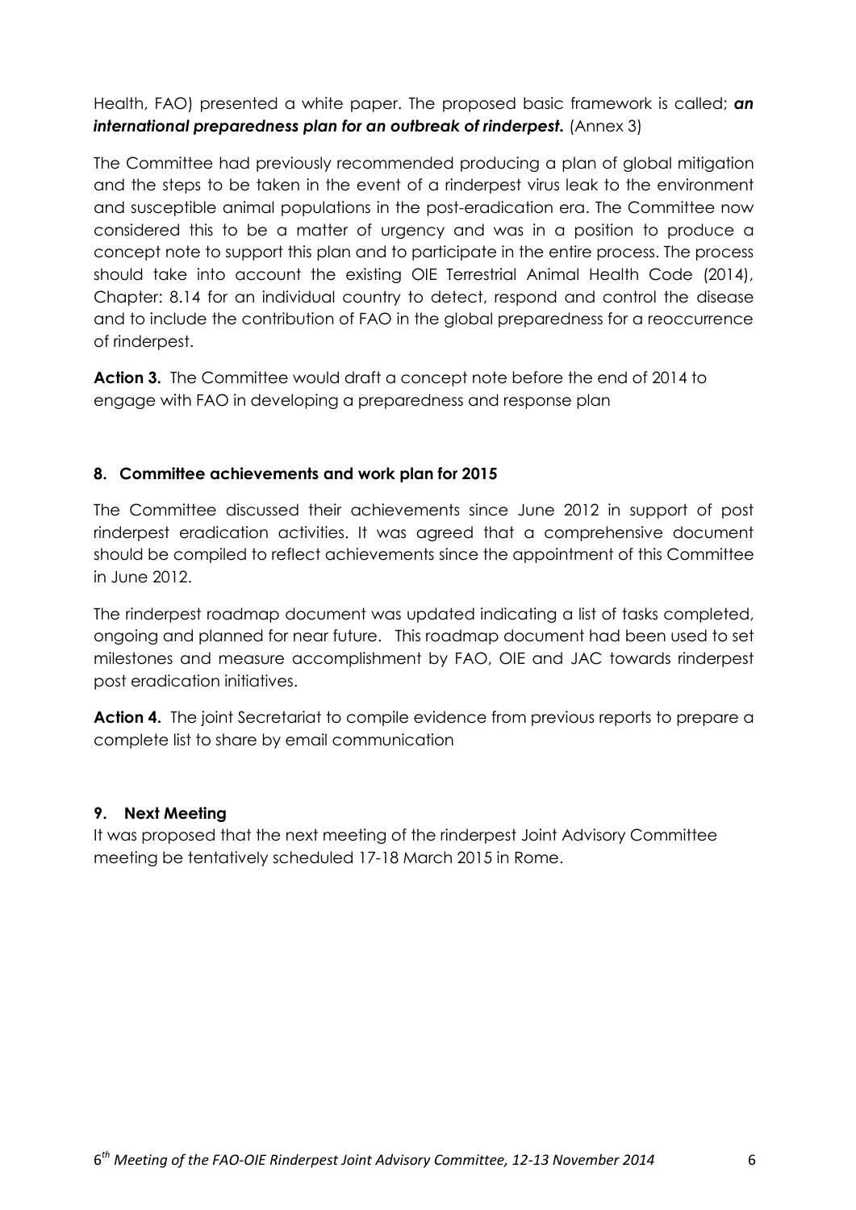Health, FAO) presented a white paper. The proposed basic framework is called; ***an international preparedness plan for an outbreak of rinderpest.*** (Annex 3)

The Committee had previously recommended producing a plan of global mitigation and the steps to be taken in the event of a rinderpest virus leak to the environment and susceptible animal populations in the post-eradication era. The Committee now considered this to be a matter of urgency and was in a position to produce a concept note to support this plan and to participate in the entire process. The process should take into account the existing OIE Terrestrial Animal Health Code (2014), Chapter: 8.14 for an individual country to detect, respond and control the disease and to include the contribution of FAO in the global preparedness for a reoccurrence of rinderpest.

**Action 3.** The Committee would draft a concept note before the end of 2014 to engage with FAO in developing a preparedness and response plan

## 8. Committee achievements and work plan for 2015

The Committee discussed their achievements since June 2012 in support of post rinderpest eradication activities. It was agreed that a comprehensive document should be compiled to reflect achievements since the appointment of this Committee in June 2012.

The rinderpest roadmap document was updated indicating a list of tasks completed, ongoing and planned for near future. This roadmap document had been used to set milestones and measure accomplishment by FAO, OIE and JAC towards rinderpest post eradication initiatives.

**Action 4.** The joint Secretariat to compile evidence from previous reports to prepare a complete list to share by email communication

## 9. Next Meeting

It was proposed that the next meeting of the rinderpest Joint Advisory Committee meeting be tentatively scheduled 17-18 March 2015 in Rome.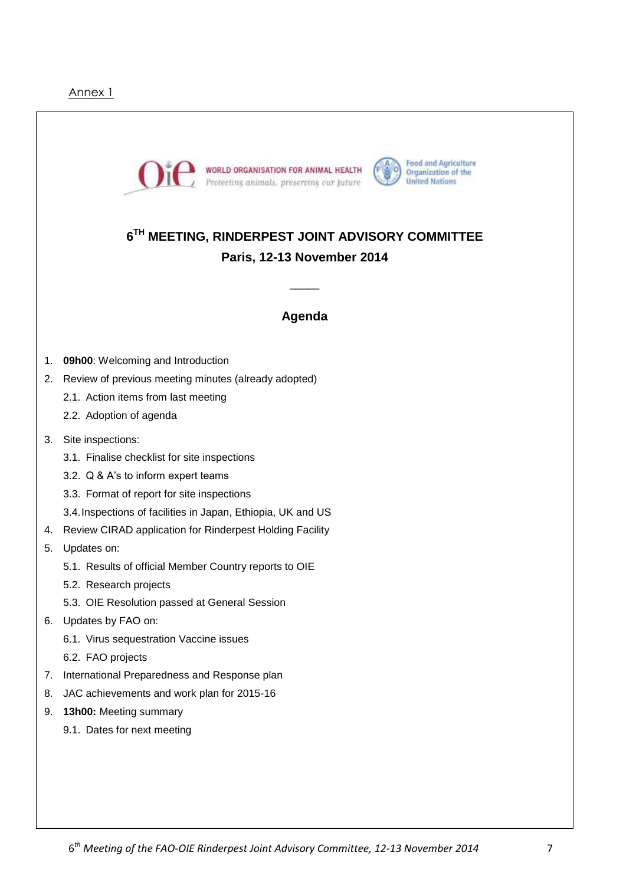Annex 1

WORLD ORGANISATION FOR ANIMAL HEALTH
Protecting animals, preserving our future

Food and Agriculture Organization of the United Nations

# 6[TH] MEETING, RINDERPEST JOINT ADVISORY COMMITTEE
## Paris, 12-13 November 2014

## Agenda

1. **09h00**: Welcoming and Introduction
2. Review of previous meeting minutes (already adopted)
   - 2.1. Action items from last meeting
   - 2.2. Adoption of agenda
3. Site inspections:
   - 3.1. Finalise checklist for site inspections
   - 3.2. Q & A's to inform expert teams
   - 3.3. Format of report for site inspections
   - 3.4. Inspections of facilities in Japan, Ethiopia, UK and US
4. Review CIRAD application for Rinderpest Holding Facility
5. Updates on:
   - 5.1. Results of official Member Country reports to OIE
   - 5.2. Research projects
   - 5.3. OIE Resolution passed at General Session
6. Updates by FAO on:
   - 6.1. Virus sequestration Vaccine issues
   - 6.2. FAO projects
7. International Preparedness and Response plan
8. JAC achievements and work plan for 2015-16
9. **13h00:** Meeting summary
   - 9.1. Dates for next meeting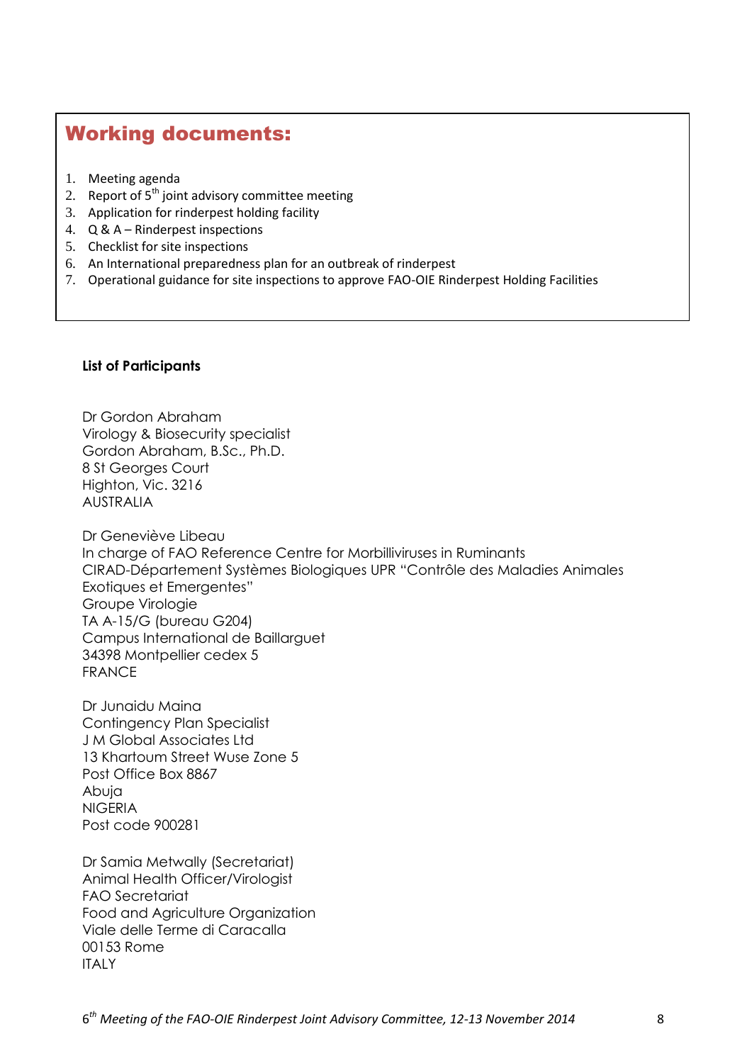## Working documents:

1. Meeting agenda
2. Report of 5th joint advisory committee meeting
3. Application for rinderpest holding facility
4. Q & A – Rinderpest inspections
5. Checklist for site inspections
6. An International preparedness plan for an outbreak of rinderpest
7. Operational guidance for site inspections to approve FAO-OIE Rinderpest Holding Facilities

**List of Participants**

Dr Gordon Abraham
Virology & Biosecurity specialist
Gordon Abraham, B.Sc., Ph.D.
8 St Georges Court
Highton, Vic. 3216
AUSTRALIA

Dr Geneviève Libeau
In charge of FAO Reference Centre for Morbilliviruses in Ruminants
CIRAD-Département Systèmes Biologiques UPR "Contrôle des Maladies Animales Exotiques et Emergentes"
Groupe Virologie
TA A-15/G (bureau G204)
Campus International de Baillarguet
34398 Montpellier cedex 5
FRANCE

Dr Junaidu Maina
Contingency Plan Specialist
J M Global Associates Ltd
13 Khartoum Street Wuse Zone 5
Post Office Box 8867
Abuja
NIGERIA
Post code 900281

Dr Samia Metwally (Secretariat)
Animal Health Officer/Virologist
FAO Secretariat
Food and Agriculture Organization
Viale delle Terme di Caracalla
00153 Rome
ITALY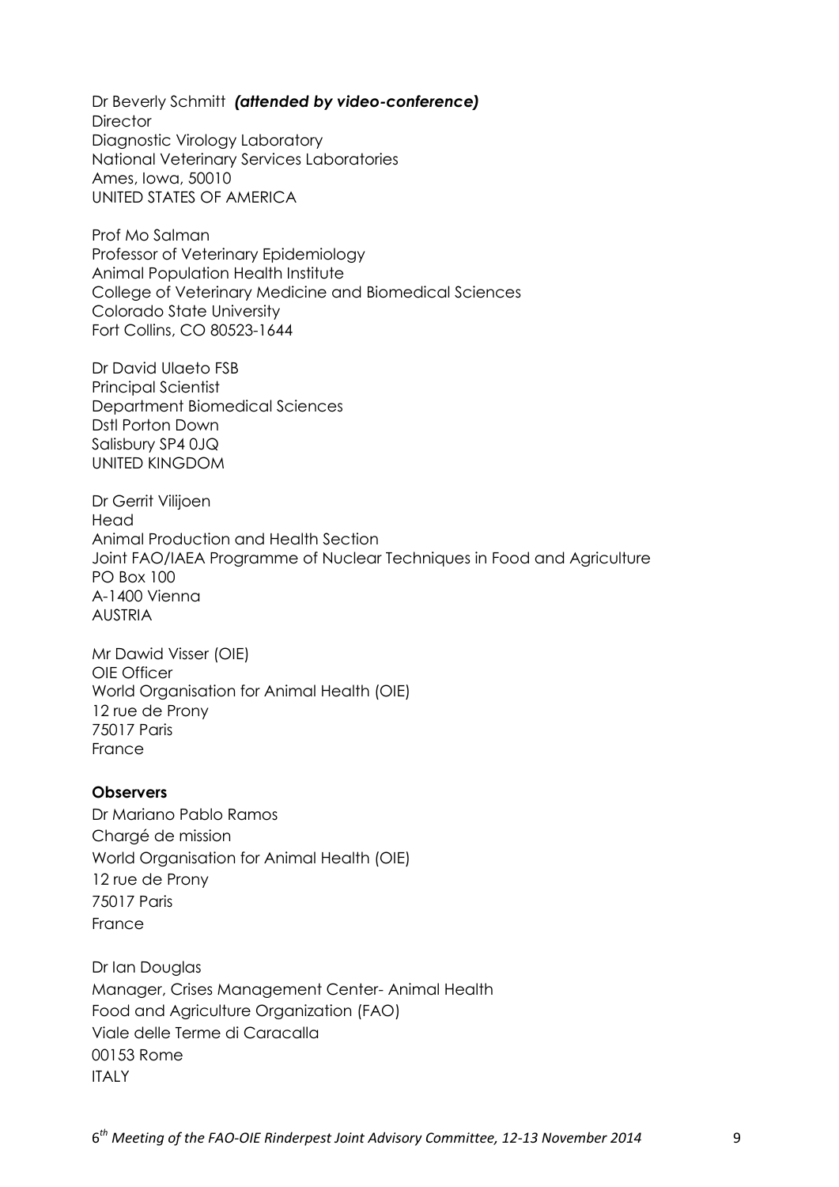Dr Beverly Schmitt ***(attended by video-conference)***
Director
Diagnostic Virology Laboratory
National Veterinary Services Laboratories
Ames, Iowa, 50010
UNITED STATES OF AMERICA

Prof Mo Salman
Professor of Veterinary Epidemiology
Animal Population Health Institute
College of Veterinary Medicine and Biomedical Sciences
Colorado State University
Fort Collins, CO 80523-1644

Dr David Ulaeto FSB
Principal Scientist
Department Biomedical Sciences
Dstl Porton Down
Salisbury SP4 0JQ
UNITED KINGDOM

Dr Gerrit Vilijoen
Head
Animal Production and Health Section
Joint FAO/IAEA Programme of Nuclear Techniques in Food and Agriculture
PO Box 100
A-1400 Vienna
AUSTRIA

Mr Dawid Visser (OIE)
OIE Officer
World Organisation for Animal Health (OIE)
12 rue de Prony
75017 Paris
France

**Observers**

Dr Mariano Pablo Ramos
Chargé de mission
World Organisation for Animal Health (OIE)
12 rue de Prony
75017 Paris
France

Dr Ian Douglas
Manager, Crises Management Center- Animal Health
Food and Agriculture Organization (FAO)
Viale delle Terme di Caracalla
00153 Rome
ITALY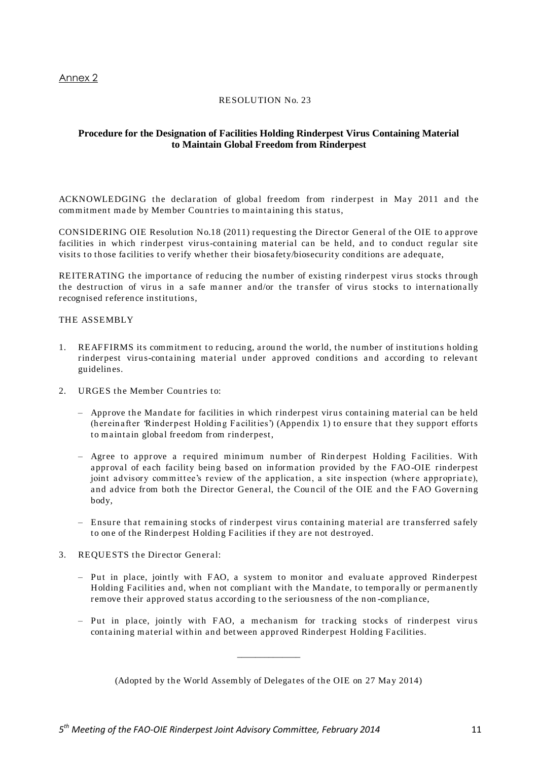Annex 2

RESOLUTION No. 23

**Procedure for the Designation of Facilities Holding Rinderpest Virus Containing Material to Maintain Global Freedom from Rinderpest**

ACKNOWLEDGING the declaration of global freedom from rinderpest in May 2011 and the commitment made by Member Countries to maintaining this status,

CONSIDERING OIE Resolution No.18 (2011) requesting the Director General of the OIE to approve facilities in which rinderpest virus-containing material can be held, and to conduct regular site visits to those facilities to verify whether their biosafety/biosecurity conditions are adequate,

REITERATING the importance of reducing the number of existing rinderpest virus stocks through the destruction of virus in a safe manner and/or the transfer of virus stocks to internationally recognised reference institutions,

THE ASSEMBLY

1. REAFFIRMS its commitment to reducing, around the world, the number of institutions holding rinderpest virus-containing material under approved conditions and according to relevant guidelines.

2. URGES the Member Countries to:

   – Approve the Mandate for facilities in which rinderpest virus containing material can be held (hereinafter 'Rinderpest Holding Facilities') (Appendix 1) to ensure that they support efforts to maintain global freedom from rinderpest,

   – Agree to approve a required minimum number of Rinderpest Holding Facilities. With approval of each facility being based on information provided by the FAO-OIE rinderpest joint advisory committee's review of the application, a site inspection (where appropriate), and advice from both the Director General, the Council of the OIE and the FAO Governing body,

   – Ensure that remaining stocks of rinderpest virus containing material are transferred safely to one of the Rinderpest Holding Facilities if they are not destroyed.

3. REQUESTS the Director General:

   – Put in place, jointly with FAO, a system to monitor and evaluate approved Rinderpest Holding Facilities and, when not compliant with the Mandate, to temporally or permanently remove their approved status according to the seriousness of the non-compliance,

   – Put in place, jointly with FAO, a mechanism for tracking stocks of rinderpest virus containing material within and between approved Rinderpest Holding Facilities.

---

(Adopted by the World Assembly of Delegates of the OIE on 27 May 2014)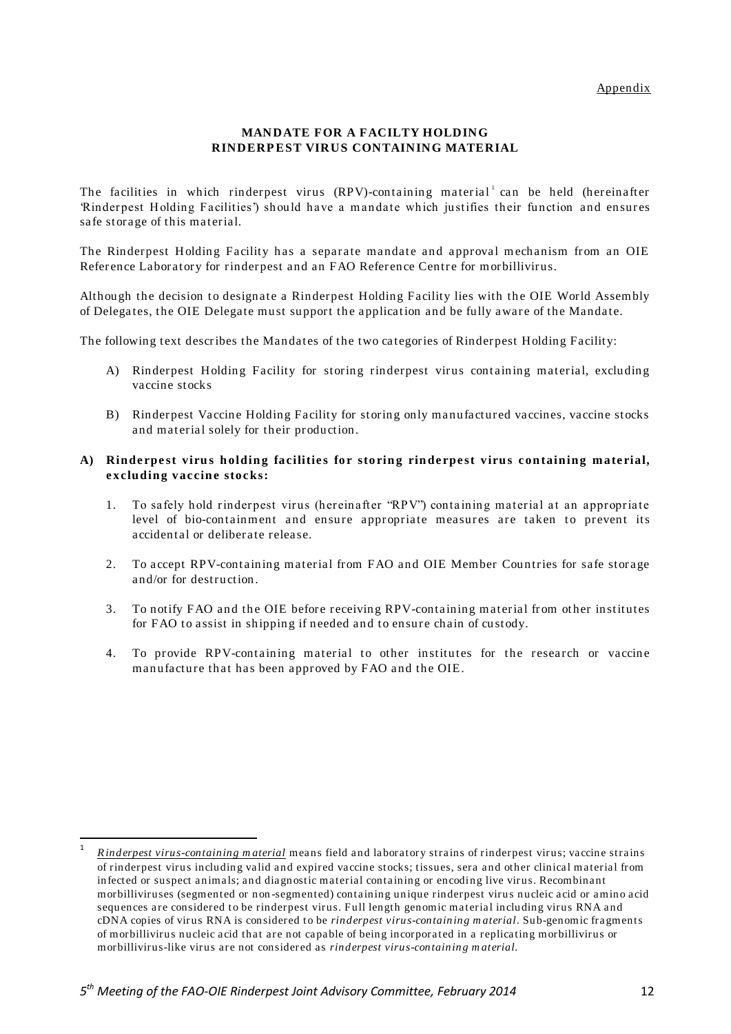Appendix

# MANDATE FOR A FACILTY HOLDING RINDERPEST VIRUS CONTAINING MATERIAL

The facilities in which rinderpest virus (RPV)-containing material[1] can be held (hereinafter 'Rinderpest Holding Facilities') should have a mandate which justifies their function and ensures safe storage of this material.

The Rinderpest Holding Facility has a separate mandate and approval mechanism from an OIE Reference Laboratory for rinderpest and an FAO Reference Centre for morbillivirus.

Although the decision to designate a Rinderpest Holding Facility lies with the OIE World Assembly of Delegates, the OIE Delegate must support the application and be fully aware of the Mandate.

The following text describes the Mandates of the two categories of Rinderpest Holding Facility:

A) Rinderpest Holding Facility for storing rinderpest virus containing material, excluding vaccine stocks

B) Rinderpest Vaccine Holding Facility for storing only manufactured vaccines, vaccine stocks and material solely for their production.

## A) Rinderpest virus holding facilities for storing rinderpest virus containing material, excluding vaccine stocks:

1. To safely hold rinderpest virus (hereinafter "RPV") containing material at an appropriate level of bio-containment and ensure appropriate measures are taken to prevent its accidental or deliberate release.

2. To accept RPV-containing material from FAO and OIE Member Countries for safe storage and/or for destruction.

3. To notify FAO and the OIE before receiving RPV-containing material from other institutes for FAO to assist in shipping if needed and to ensure chain of custody.

4. To provide RPV-containing material to other institutes for the research or vaccine manufacture that has been approved by FAO and the OIE.

---

[1] *Rinderpest virus-containing material* means field and laboratory strains of rinderpest virus; vaccine strains of rinderpest virus including valid and expired vaccine stocks; tissues, sera and other clinical material from infected or suspect animals; and diagnostic material containing or encoding live virus. Recombinant morbilliviruses (segmented or non-segmented) containing unique rinderpest virus nucleic acid or amino acid sequences are considered to be rinderpest virus. Full length genomic material including virus RNA and cDNA copies of virus RNA is considered to be *rinderpest virus-containing material*. Sub-genomic fragments of morbillivirus nucleic acid that are not capable of being incorporated in a replicating morbillivirus or morbillivirus-like virus are not considered as *rinderpest virus-containing material*.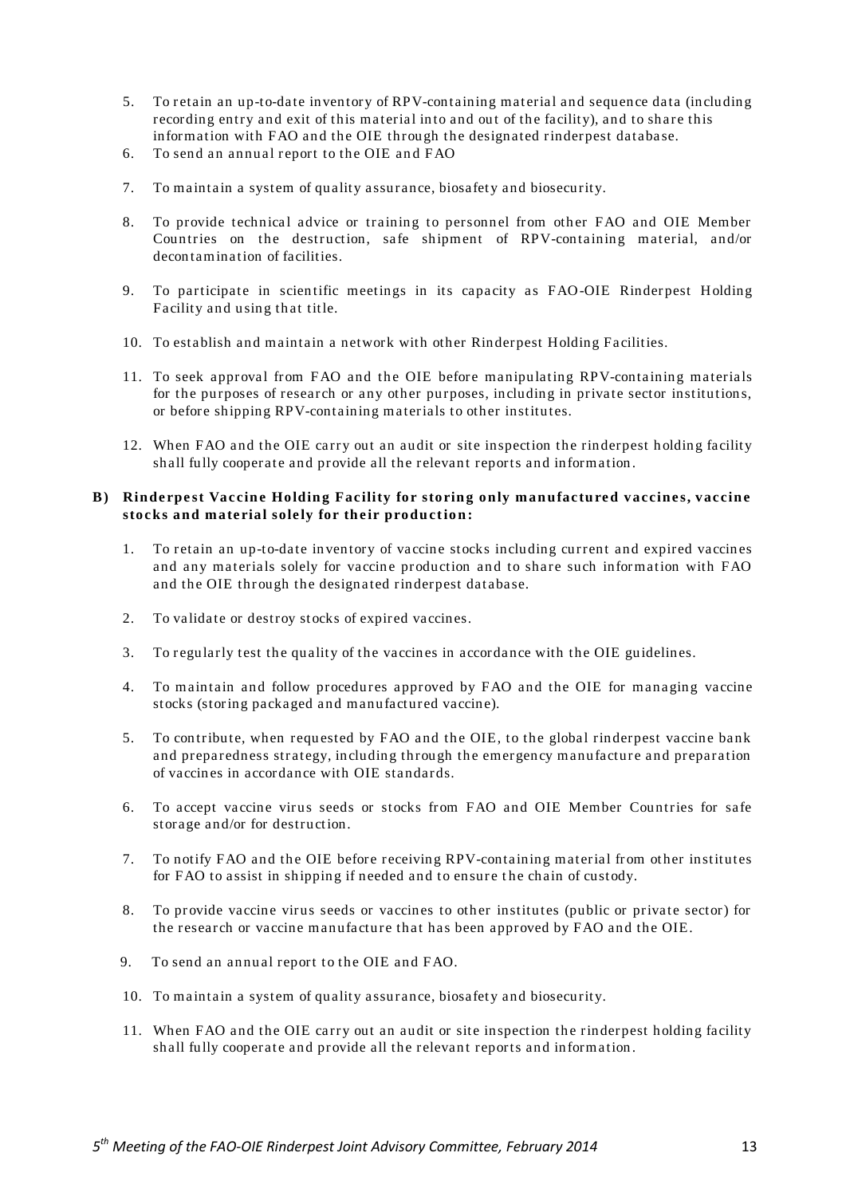5. To retain an up-to-date inventory of RPV-containing material and sequence data (including recording entry and exit of this material into and out of the facility), and to share this information with FAO and the OIE through the designated rinderpest database.
6. To send an annual report to the OIE and FAO
7. To maintain a system of quality assurance, biosafety and biosecurity.
8. To provide technical advice or training to personnel from other FAO and OIE Member Countries on the destruction, safe shipment of RPV-containing material, and/or decontamination of facilities.
9. To participate in scientific meetings in its capacity as FAO-OIE Rinderpest Holding Facility and using that title.
10. To establish and maintain a network with other Rinderpest Holding Facilities.
11. To seek approval from FAO and the OIE before manipulating RPV-containing materials for the purposes of research or any other purposes, including in private sector institutions, or before shipping RPV-containing materials to other institutes.
12. When FAO and the OIE carry out an audit or site inspection the rinderpest holding facility shall fully cooperate and provide all the relevant reports and information.

**B) Rinderpest Vaccine Holding Facility for storing only manufactured vaccines, vaccine stocks and material solely for their production:**

1. To retain an up-to-date inventory of vaccine stocks including current and expired vaccines and any materials solely for vaccine production and to share such information with FAO and the OIE through the designated rinderpest database.
2. To validate or destroy stocks of expired vaccines.
3. To regularly test the quality of the vaccines in accordance with the OIE guidelines.
4. To maintain and follow procedures approved by FAO and the OIE for managing vaccine stocks (storing packaged and manufactured vaccine).
5. To contribute, when requested by FAO and the OIE, to the global rinderpest vaccine bank and preparedness strategy, including through the emergency manufacture and preparation of vaccines in accordance with OIE standards.
6. To accept vaccine virus seeds or stocks from FAO and OIE Member Countries for safe storage and/or for destruction.
7. To notify FAO and the OIE before receiving RPV-containing material from other institutes for FAO to assist in shipping if needed and to ensure the chain of custody.
8. To provide vaccine virus seeds or vaccines to other institutes (public or private sector) for the research or vaccine manufacture that has been approved by FAO and the OIE.
9. To send an annual report to the OIE and FAO.
10. To maintain a system of quality assurance, biosafety and biosecurity.
11. When FAO and the OIE carry out an audit or site inspection the rinderpest holding facility shall fully cooperate and provide all the relevant reports and information.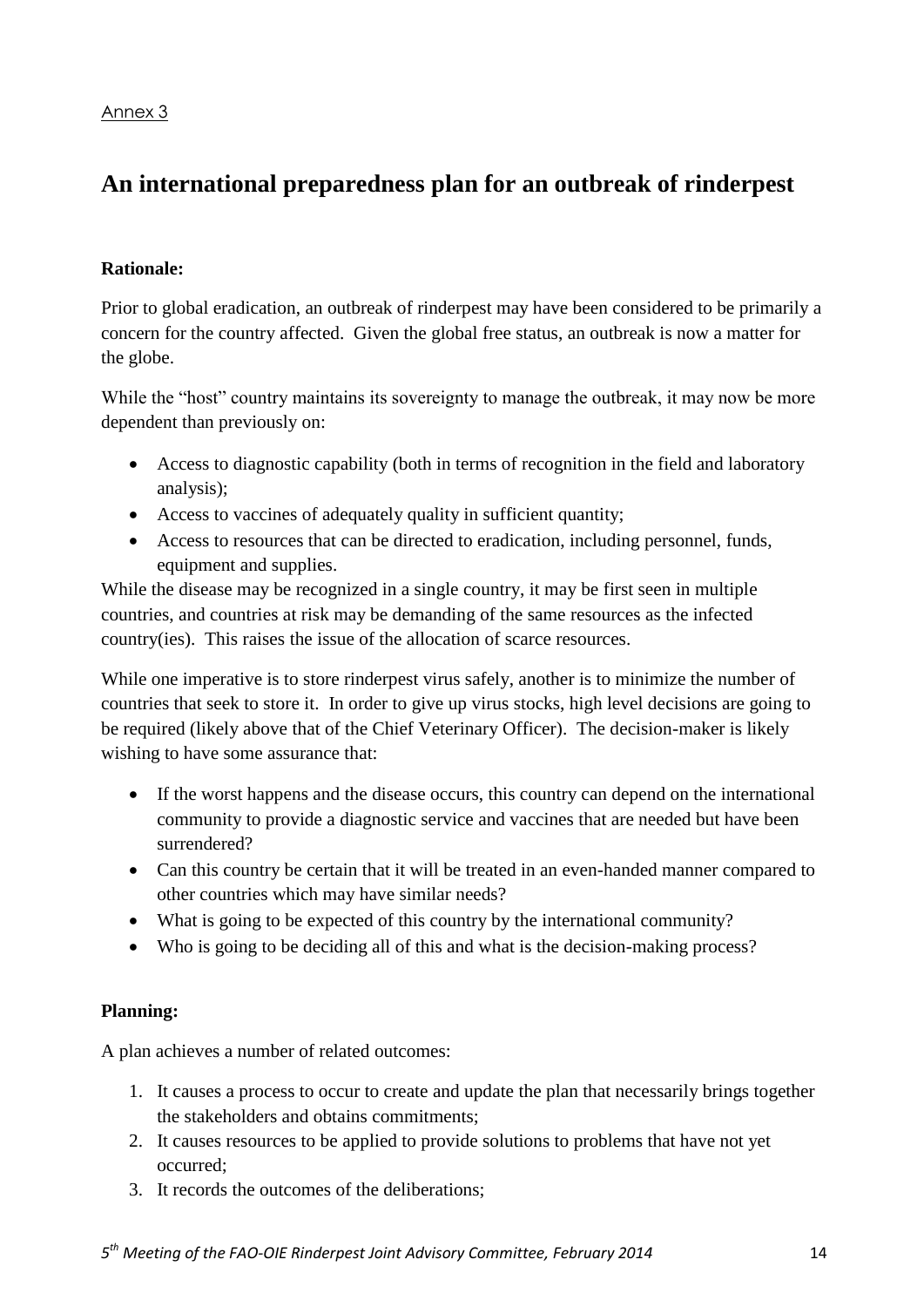Annex 3

# An international preparedness plan for an outbreak of rinderpest

**Rationale:**

Prior to global eradication, an outbreak of rinderpest may have been considered to be primarily a concern for the country affected. Given the global free status, an outbreak is now a matter for the globe.

While the "host" country maintains its sovereignty to manage the outbreak, it may now be more dependent than previously on:

- Access to diagnostic capability (both in terms of recognition in the field and laboratory analysis);
- Access to vaccines of adequately quality in sufficient quantity;
- Access to resources that can be directed to eradication, including personnel, funds, equipment and supplies.

While the disease may be recognized in a single country, it may be first seen in multiple countries, and countries at risk may be demanding of the same resources as the infected country(ies). This raises the issue of the allocation of scarce resources.

While one imperative is to store rinderpest virus safely, another is to minimize the number of countries that seek to store it. In order to give up virus stocks, high level decisions are going to be required (likely above that of the Chief Veterinary Officer). The decision-maker is likely wishing to have some assurance that:

- If the worst happens and the disease occurs, this country can depend on the international community to provide a diagnostic service and vaccines that are needed but have been surrendered?
- Can this country be certain that it will be treated in an even-handed manner compared to other countries which may have similar needs?
- What is going to be expected of this country by the international community?
- Who is going to be deciding all of this and what is the decision-making process?

**Planning:**

A plan achieves a number of related outcomes:

1. It causes a process to occur to create and update the plan that necessarily brings together the stakeholders and obtains commitments;
2. It causes resources to be applied to provide solutions to problems that have not yet occurred;
3. It records the outcomes of the deliberations;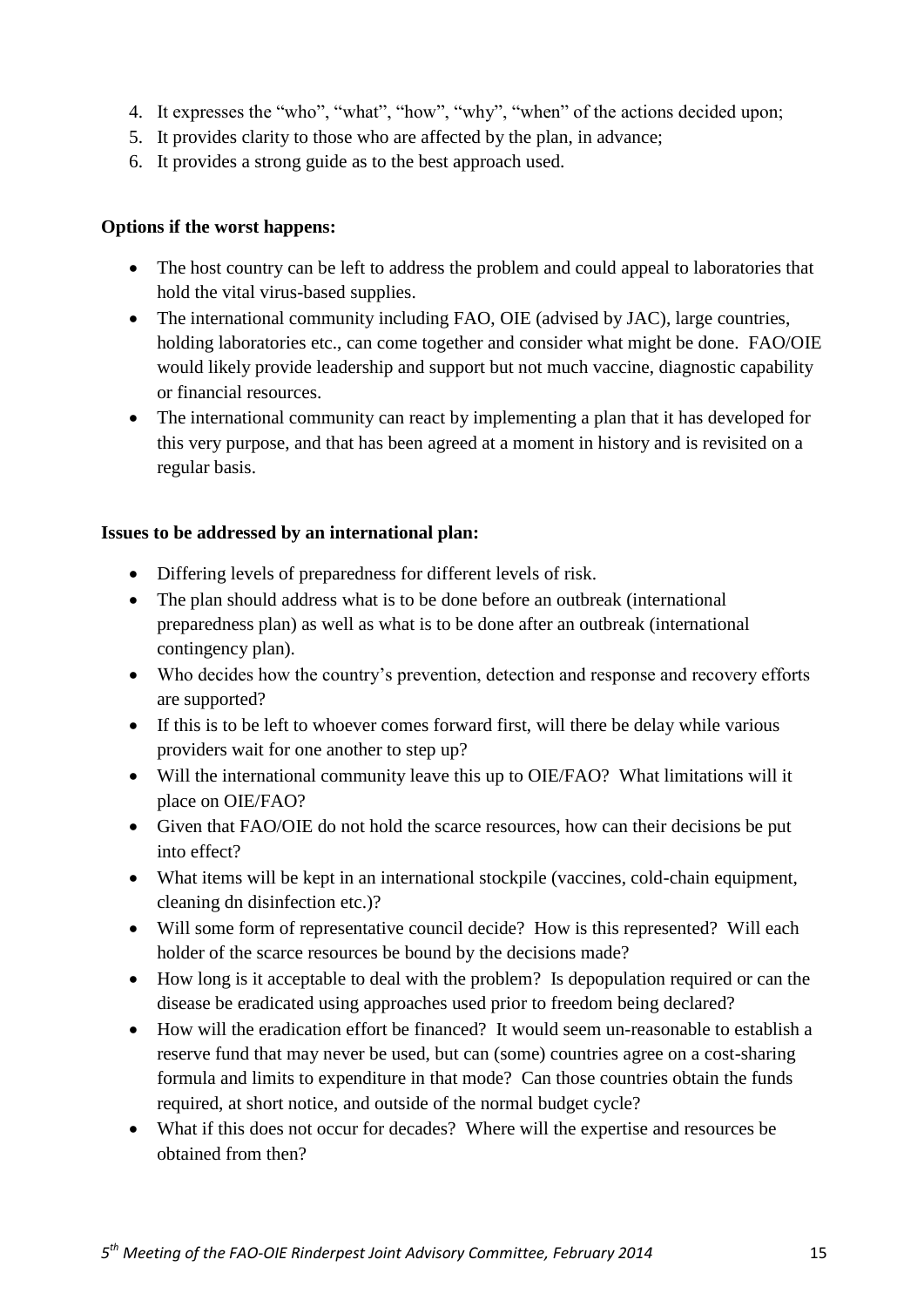4. It expresses the "who", "what", "how", "why", "when" of the actions decided upon;
5. It provides clarity to those who are affected by the plan, in advance;
6. It provides a strong guide as to the best approach used.

**Options if the worst happens:**

- The host country can be left to address the problem and could appeal to laboratories that hold the vital virus-based supplies.
- The international community including FAO, OIE (advised by JAC), large countries, holding laboratories etc., can come together and consider what might be done. FAO/OIE would likely provide leadership and support but not much vaccine, diagnostic capability or financial resources.
- The international community can react by implementing a plan that it has developed for this very purpose, and that has been agreed at a moment in history and is revisited on a regular basis.

**Issues to be addressed by an international plan:**

- Differing levels of preparedness for different levels of risk.
- The plan should address what is to be done before an outbreak (international preparedness plan) as well as what is to be done after an outbreak (international contingency plan).
- Who decides how the country's prevention, detection and response and recovery efforts are supported?
- If this is to be left to whoever comes forward first, will there be delay while various providers wait for one another to step up?
- Will the international community leave this up to OIE/FAO? What limitations will it place on OIE/FAO?
- Given that FAO/OIE do not hold the scarce resources, how can their decisions be put into effect?
- What items will be kept in an international stockpile (vaccines, cold-chain equipment, cleaning dn disinfection etc.)?
- Will some form of representative council decide? How is this represented? Will each holder of the scarce resources be bound by the decisions made?
- How long is it acceptable to deal with the problem? Is depopulation required or can the disease be eradicated using approaches used prior to freedom being declared?
- How will the eradication effort be financed? It would seem un-reasonable to establish a reserve fund that may never be used, but can (some) countries agree on a cost-sharing formula and limits to expenditure in that mode? Can those countries obtain the funds required, at short notice, and outside of the normal budget cycle?
- What if this does not occur for decades? Where will the expertise and resources be obtained from then?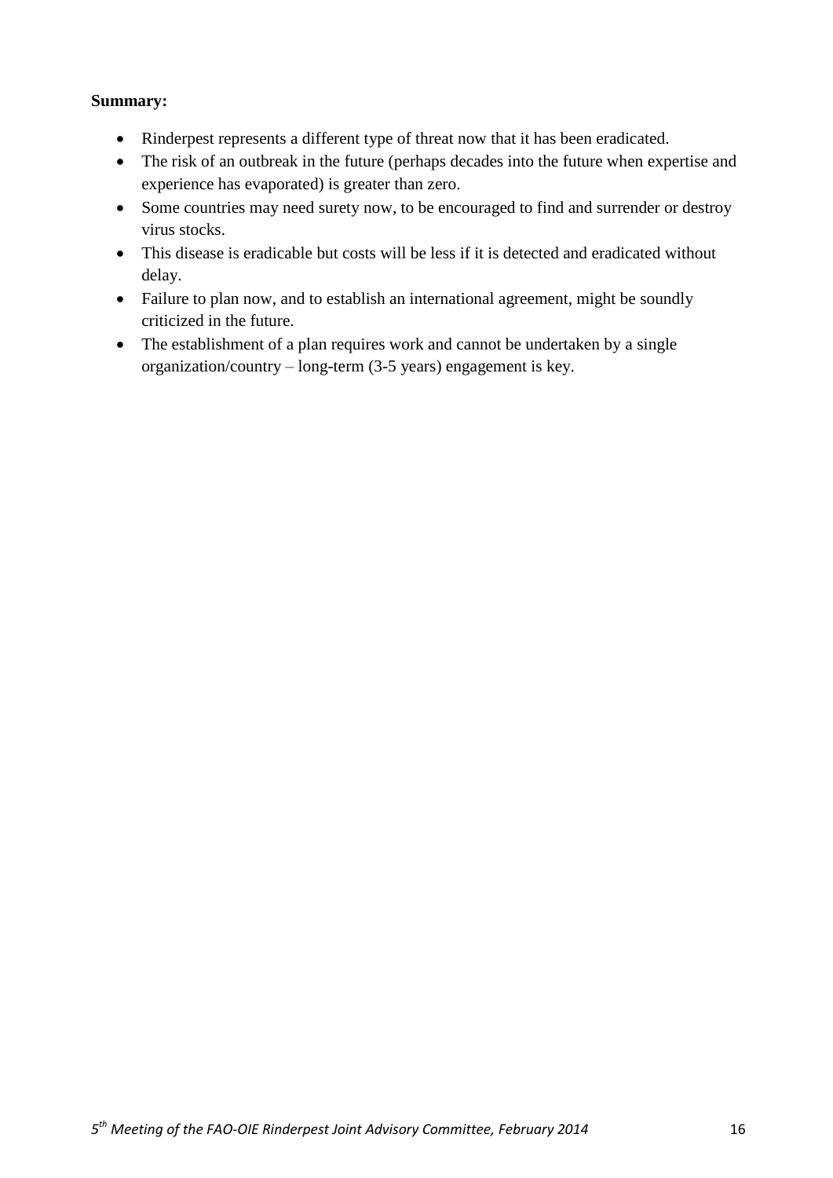**Summary:**

- Rinderpest represents a different type of threat now that it has been eradicated.
- The risk of an outbreak in the future (perhaps decades into the future when expertise and experience has evaporated) is greater than zero.
- Some countries may need surety now, to be encouraged to find and surrender or destroy virus stocks.
- This disease is eradicable but costs will be less if it is detected and eradicated without delay.
- Failure to plan now, and to establish an international agreement, might be soundly criticized in the future.
- The establishment of a plan requires work and cannot be undertaken by a single organization/country – long-term (3-5 years) engagement is key.